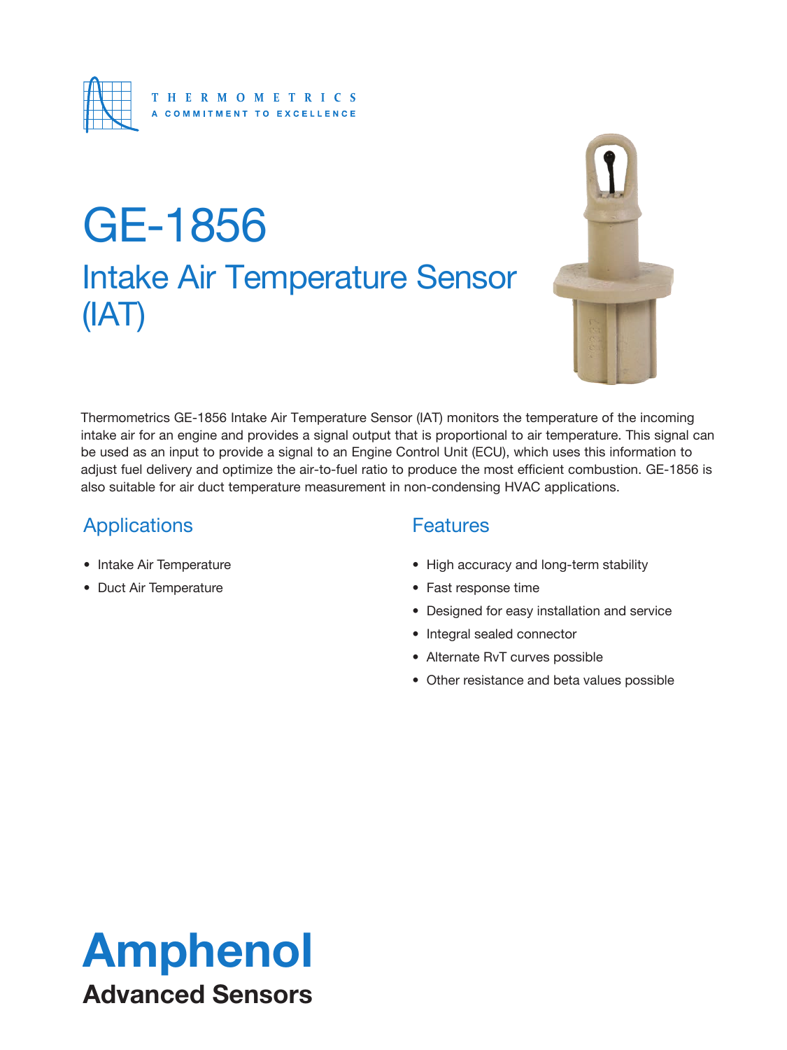THERMOMETRICS
A COMMITMENT TO EXCELLENCE

# GE-1856

## Intake Air Temperature Sensor (IAT)

Thermometrics GE-1856 Intake Air Temperature Sensor (IAT) monitors the temperature of the incoming intake air for an engine and provides a signal output that is proportional to air temperature. This signal can be used as an input to provide a signal to an Engine Control Unit (ECU), which uses this information to adjust fuel delivery and optimize the air-to-fuel ratio to produce the most efficient combustion. GE-1856 is also suitable for air duct temperature measurement in non-condensing HVAC applications.

### Applications

- Intake Air Temperature
- Duct Air Temperature

### Features

- High accuracy and long-term stability
- Fast response time
- Designed for easy installation and service
- Integral sealed connector
- Alternate RvT curves possible
- Other resistance and beta values possible

**Amphenol**
**Advanced Sensors**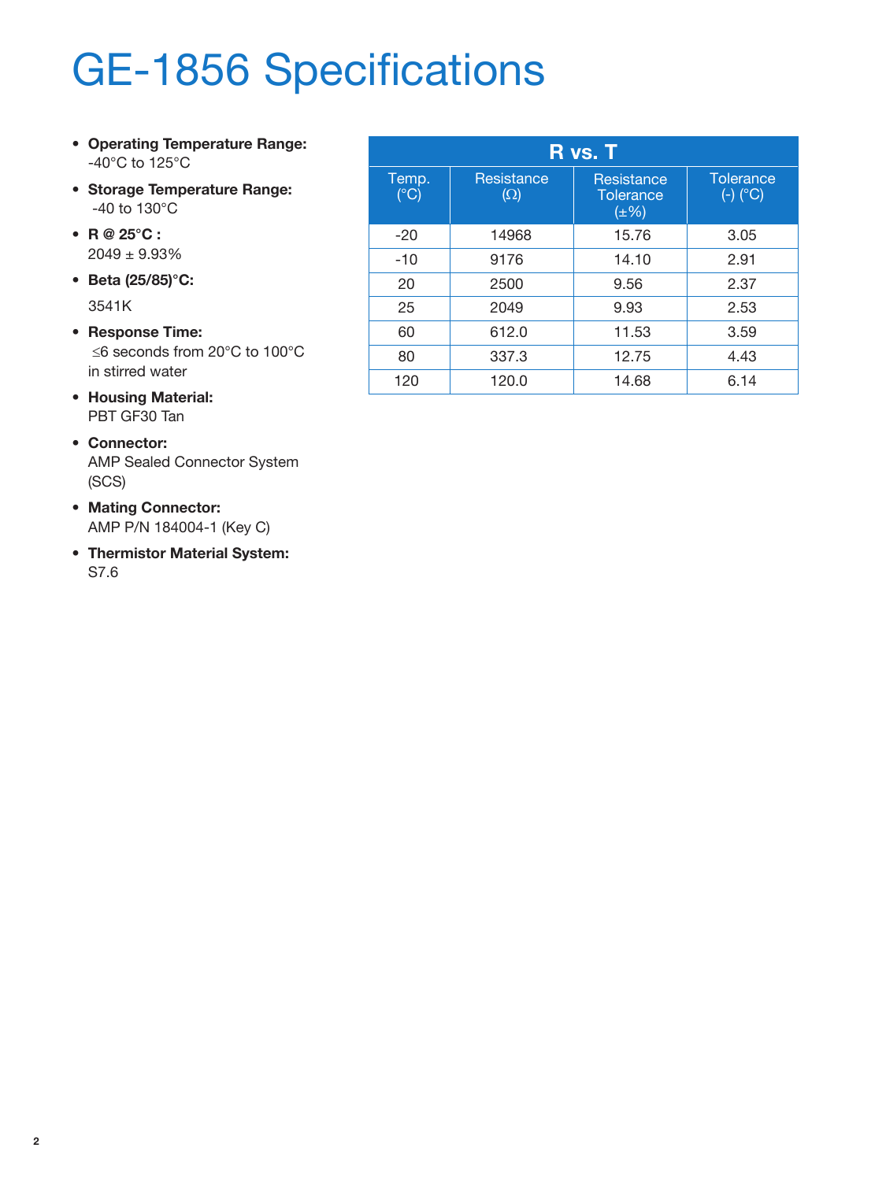# GE-1856 Specifications

- **Operating Temperature Range:** -40°C to 125°C
- **Storage Temperature Range:** -40 to 130°C
- **R @ 25°C :** 2049 ± 9.93%
- **Beta (25/85)°C:** 3541K
- **Response Time:** ≤6 seconds from 20°C to 100°C in stirred water
- **Housing Material:** PBT GF30 Tan
- **Connector:** AMP Sealed Connector System (SCS)
- **Mating Connector:** AMP P/N 184004-1 (Key C)
- **Thermistor Material System:** S7.6

| R vs. T | | | |
|---|---|---|---|
| Temp. (°C) | Resistance (Ω) | Resistance Tolerance (±%) | Tolerance (-) (°C) |
| -20 | 14968 | 15.76 | 3.05 |
| -10 | 9176 | 14.10 | 2.91 |
| 20 | 2500 | 9.56 | 2.37 |
| 25 | 2049 | 9.93 | 2.53 |
| 60 | 612.0 | 11.53 | 3.59 |
| 80 | 337.3 | 12.75 | 4.43 |
| 120 | 120.0 | 14.68 | 6.14 |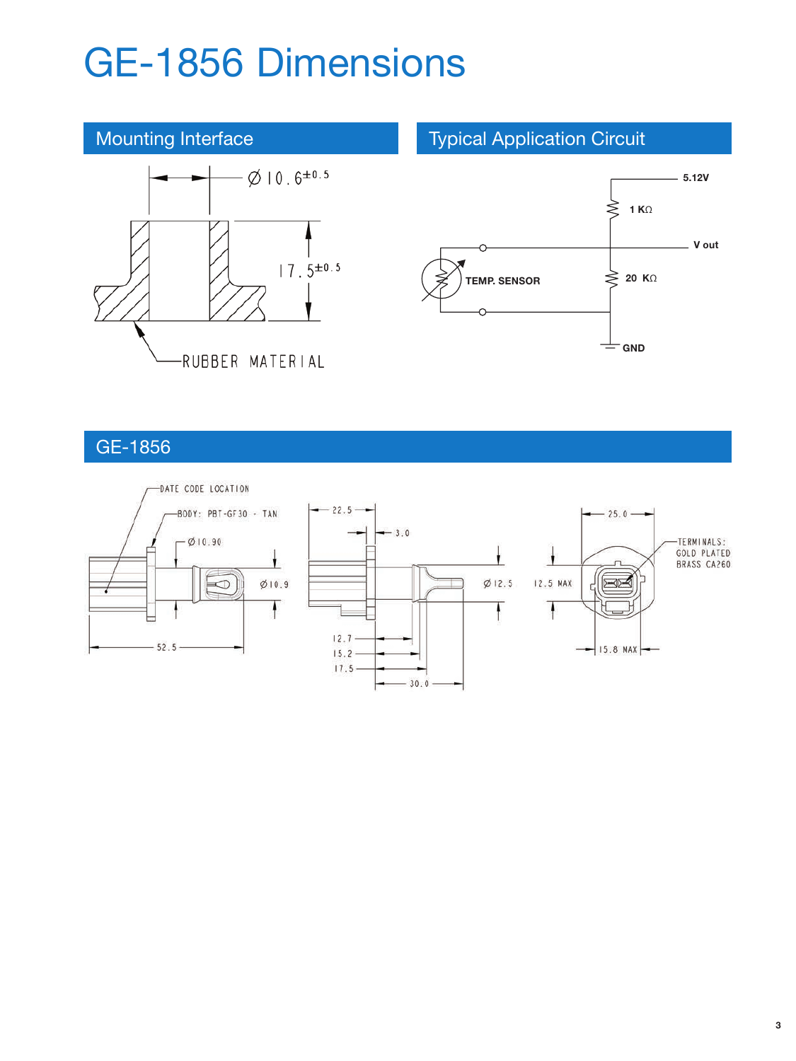# GE-1856 Dimensions

## Mounting Interface

Ø 10.6$^{\pm 0.5}$

17.5$^{\pm 0.5}$

RUBBER MATERIAL

## Typical Application Circuit

5.12V

1 KΩ

V out

TEMP. SENSOR

20 KΩ

GND

## GE-1856

DATE CODE LOCATION

BODY: PBT-GF30 - TAN

Ø 10.90

Ø 10.9

52.5

22.5

3.0

Ø 12.5

12.7

15.2

17.5

30.0

25.0

12.5 MAX

15.8 MAX

TERMINALS:
GOLD PLATED
BRASS CA260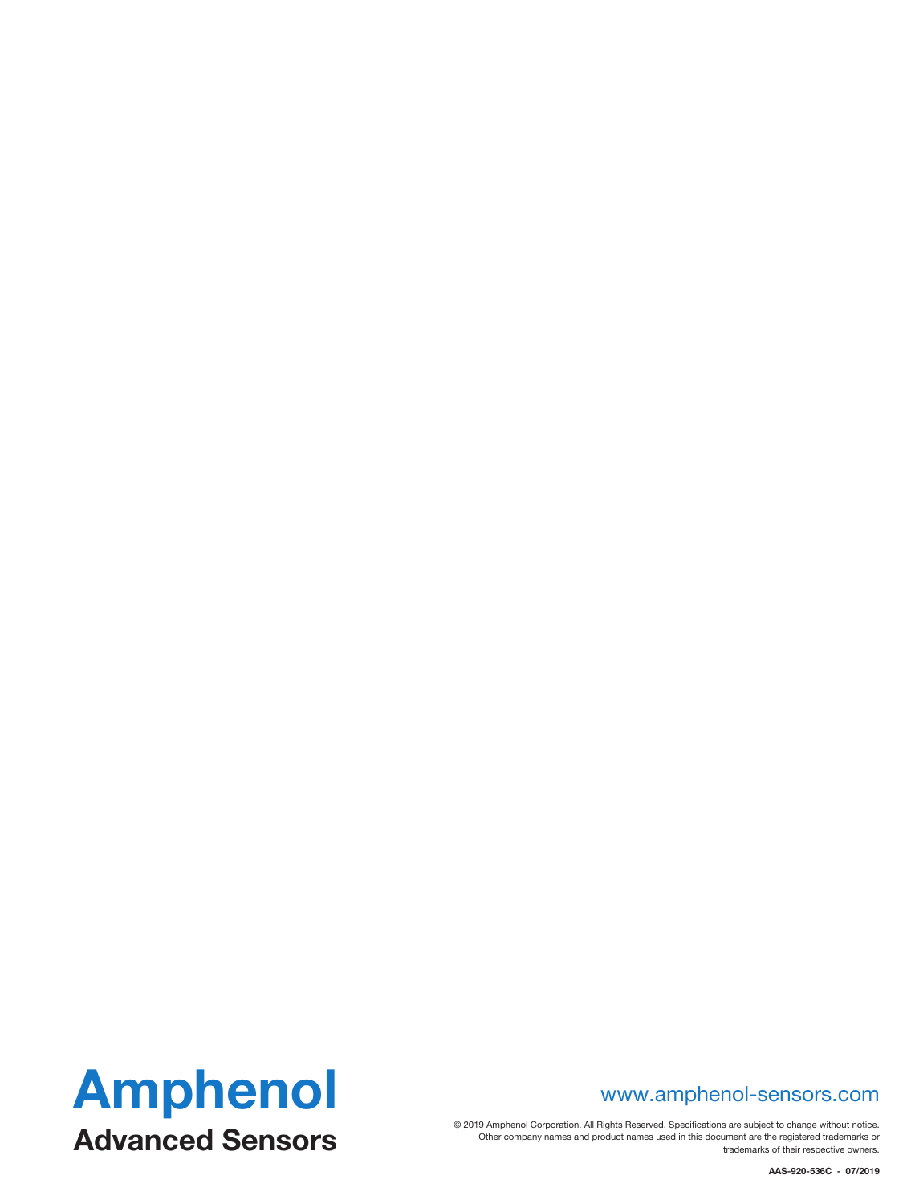**Amphenol**
**Advanced Sensors**

www.amphenol-sensors.com

© 2019 Amphenol Corporation. All Rights Reserved. Specifications are subject to change without notice. Other company names and product names used in this document are the registered trademarks or trademarks of their respective owners.

**AAS-920-536C - 07/2019**